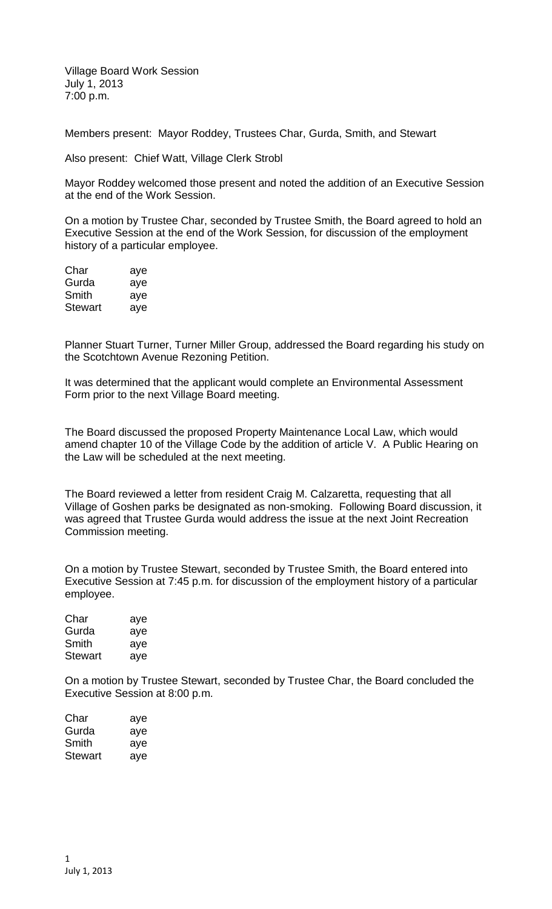Village Board Work Session
July 1, 2013
7:00 p.m.

Members present: Mayor Roddey, Trustees Char, Gurda, Smith, and Stewart

Also present: Chief Watt, Village Clerk Strobl

Mayor Roddey welcomed those present and noted the addition of an Executive Session at the end of the Work Session.

On a motion by Trustee Char, seconded by Trustee Smith, the Board agreed to hold an Executive Session at the end of the Work Session, for discussion of the employment history of a particular employee.

| | |
|---|---|
| Char | aye |
| Gurda | aye |
| Smith | aye |
| Stewart | aye |

Planner Stuart Turner, Turner Miller Group, addressed the Board regarding his study on the Scotchtown Avenue Rezoning Petition.

It was determined that the applicant would complete an Environmental Assessment Form prior to the next Village Board meeting.

The Board discussed the proposed Property Maintenance Local Law, which would amend chapter 10 of the Village Code by the addition of article V. A Public Hearing on the Law will be scheduled at the next meeting.

The Board reviewed a letter from resident Craig M. Calzaretta, requesting that all Village of Goshen parks be designated as non-smoking. Following Board discussion, it was agreed that Trustee Gurda would address the issue at the next Joint Recreation Commission meeting.

On a motion by Trustee Stewart, seconded by Trustee Smith, the Board entered into Executive Session at 7:45 p.m. for discussion of the employment history of a particular employee.

| | |
|---|---|
| Char | aye |
| Gurda | aye |
| Smith | aye |
| Stewart | aye |

On a motion by Trustee Stewart, seconded by Trustee Char, the Board concluded the Executive Session at 8:00 p.m.

| | |
|---|---|
| Char | aye |
| Gurda | aye |
| Smith | aye |
| Stewart | aye |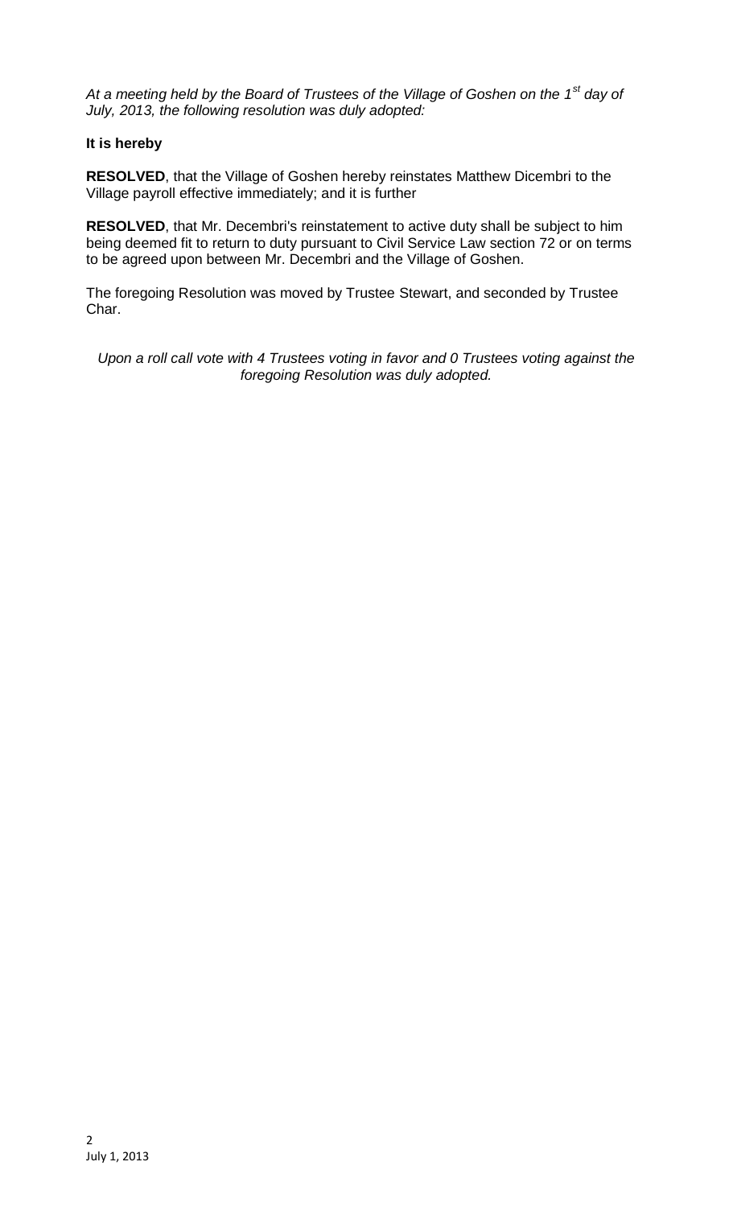*At a meeting held by the Board of Trustees of the Village of Goshen on the 1st day of July, 2013, the following resolution was duly adopted:*

**It is hereby**

**RESOLVED**, that the Village of Goshen hereby reinstates Matthew Dicembri to the Village payroll effective immediately; and it is further

**RESOLVED**, that Mr. Decembri's reinstatement to active duty shall be subject to him being deemed fit to return to duty pursuant to Civil Service Law section 72 or on terms to be agreed upon between Mr. Decembri and the Village of Goshen.

The foregoing Resolution was moved by Trustee Stewart, and seconded by Trustee Char.

*Upon a roll call vote with 4 Trustees voting in favor and 0 Trustees voting against the foregoing Resolution was duly adopted.*